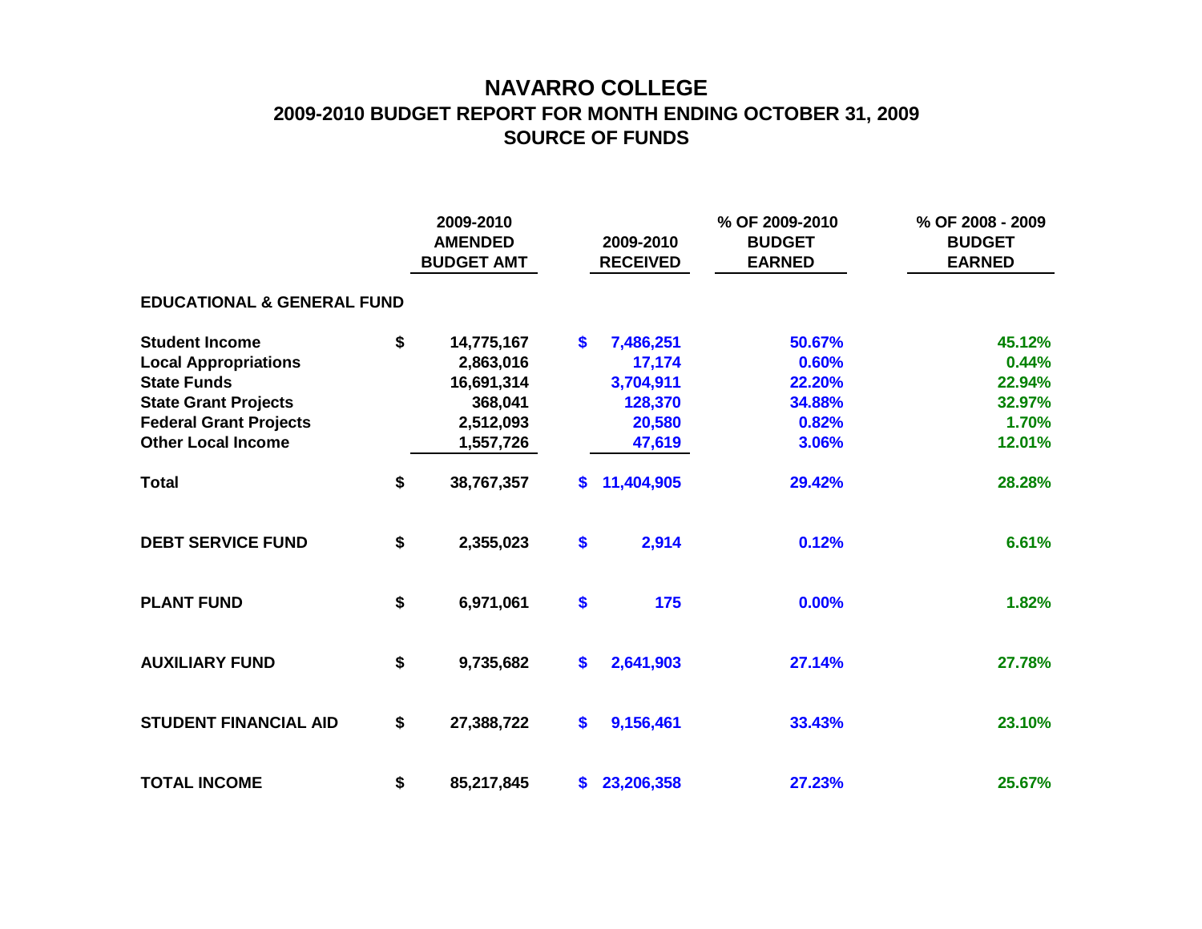# NAVARRO COLLEGE

## 2009-2010 BUDGET REPORT FOR MONTH ENDING OCTOBER 31, 2009

## SOURCE OF FUNDS

| | 2009-2010 AMENDED BUDGET AMT | 2009-2010 RECEIVED | % OF 2009-2010 BUDGET EARNED | % OF 2008 - 2009 BUDGET EARNED |
|---|---|---|---|---|
| **EDUCATIONAL & GENERAL FUND** | | | | |
| **Student Income** | $ 14,775,167 | $ 7,486,251 | 50.67% | 45.12% |
| **Local Appropriations** | 2,863,016 | 17,174 | 0.60% | 0.44% |
| **State Funds** | 16,691,314 | 3,704,911 | 22.20% | 22.94% |
| **State Grant Projects** | 368,041 | 128,370 | 34.88% | 32.97% |
| **Federal Grant Projects** | 2,512,093 | 20,580 | 0.82% | 1.70% |
| **Other Local Income** | 1,557,726 | 47,619 | 3.06% | 12.01% |
| **Total** | $ 38,767,357 | $ 11,404,905 | 29.42% | 28.28% |
| **DEBT SERVICE FUND** | $ 2,355,023 | $ 2,914 | 0.12% | 6.61% |
| **PLANT FUND** | $ 6,971,061 | $ 175 | 0.00% | 1.82% |
| **AUXILIARY FUND** | $ 9,735,682 | $ 2,641,903 | 27.14% | 27.78% |
| **STUDENT FINANCIAL AID** | $ 27,388,722 | $ 9,156,461 | 33.43% | 23.10% |
| **TOTAL INCOME** | $ 85,217,845 | $ 23,206,358 | 27.23% | 25.67% |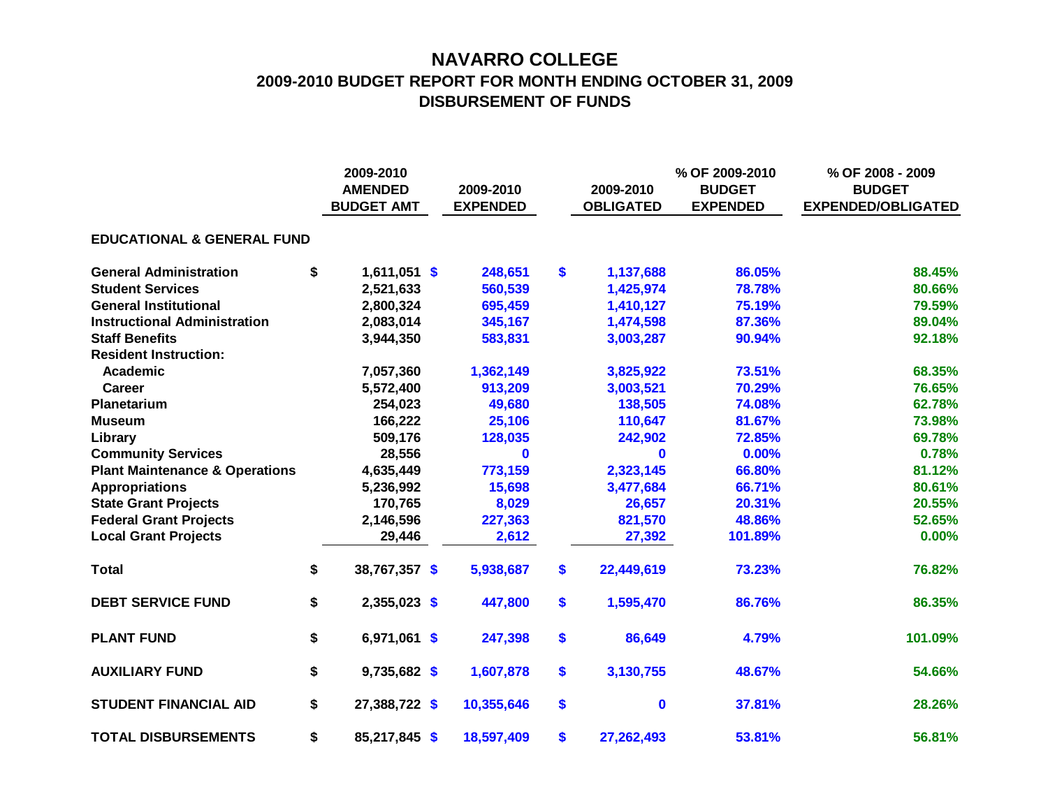# NAVARRO COLLEGE

## 2009-2010 BUDGET REPORT FOR MONTH ENDING OCTOBER 31, 2009

## DISBURSEMENT OF FUNDS

| | 2009-2010 AMENDED BUDGET AMT | 2009-2010 EXPENDED | 2009-2010 OBLIGATED | % OF 2009-2010 BUDGET EXPENDED | % OF 2008 - 2009 BUDGET EXPENDED/OBLIGATED |
|---|---|---|---|---|---|
| **EDUCATIONAL & GENERAL FUND** | | | | | |
| **General Administration** | $ 1,611,051 | $ 248,651 | $ 1,137,688 | 86.05% | 88.45% |
| **Student Services** | 2,521,633 | 560,539 | 1,425,974 | 78.78% | 80.66% |
| **General Institutional** | 2,800,324 | 695,459 | 1,410,127 | 75.19% | 79.59% |
| **Instructional Administration** | 2,083,014 | 345,167 | 1,474,598 | 87.36% | 89.04% |
| **Staff Benefits** | 3,944,350 | 583,831 | 3,003,287 | 90.94% | 92.18% |
| **Resident Instruction:** | | | | | |
| **Academic** | 7,057,360 | 1,362,149 | 3,825,922 | 73.51% | 68.35% |
| **Career** | 5,572,400 | 913,209 | 3,003,521 | 70.29% | 76.65% |
| **Planetarium** | 254,023 | 49,680 | 138,505 | 74.08% | 62.78% |
| **Museum** | 166,222 | 25,106 | 110,647 | 81.67% | 73.98% |
| **Library** | 509,176 | 128,035 | 242,902 | 72.85% | 69.78% |
| **Community Services** | 28,556 | 0 | 0 | 0.00% | 0.78% |
| **Plant Maintenance & Operations** | 4,635,449 | 773,159 | 2,323,145 | 66.80% | 81.12% |
| **Appropriations** | 5,236,992 | 15,698 | 3,477,684 | 66.71% | 80.61% |
| **State Grant Projects** | 170,765 | 8,029 | 26,657 | 20.31% | 20.55% |
| **Federal Grant Projects** | 2,146,596 | 227,363 | 821,570 | 48.86% | 52.65% |
| **Local Grant Projects** | 29,446 | 2,612 | 27,392 | 101.89% | 0.00% |
| **Total** | $ 38,767,357 | $ 5,938,687 | $ 22,449,619 | 73.23% | 76.82% |
| **DEBT SERVICE FUND** | $ 2,355,023 | $ 447,800 | $ 1,595,470 | 86.76% | 86.35% |
| **PLANT FUND** | $ 6,971,061 | $ 247,398 | $ 86,649 | 4.79% | 101.09% |
| **AUXILIARY FUND** | $ 9,735,682 | $ 1,607,878 | $ 3,130,755 | 48.67% | 54.66% |
| **STUDENT FINANCIAL AID** | $ 27,388,722 | $ 10,355,646 | $ 0 | 37.81% | 28.26% |
| **TOTAL DISBURSEMENTS** | $ 85,217,845 | $ 18,597,409 | $ 27,262,493 | 53.81% | 56.81% |